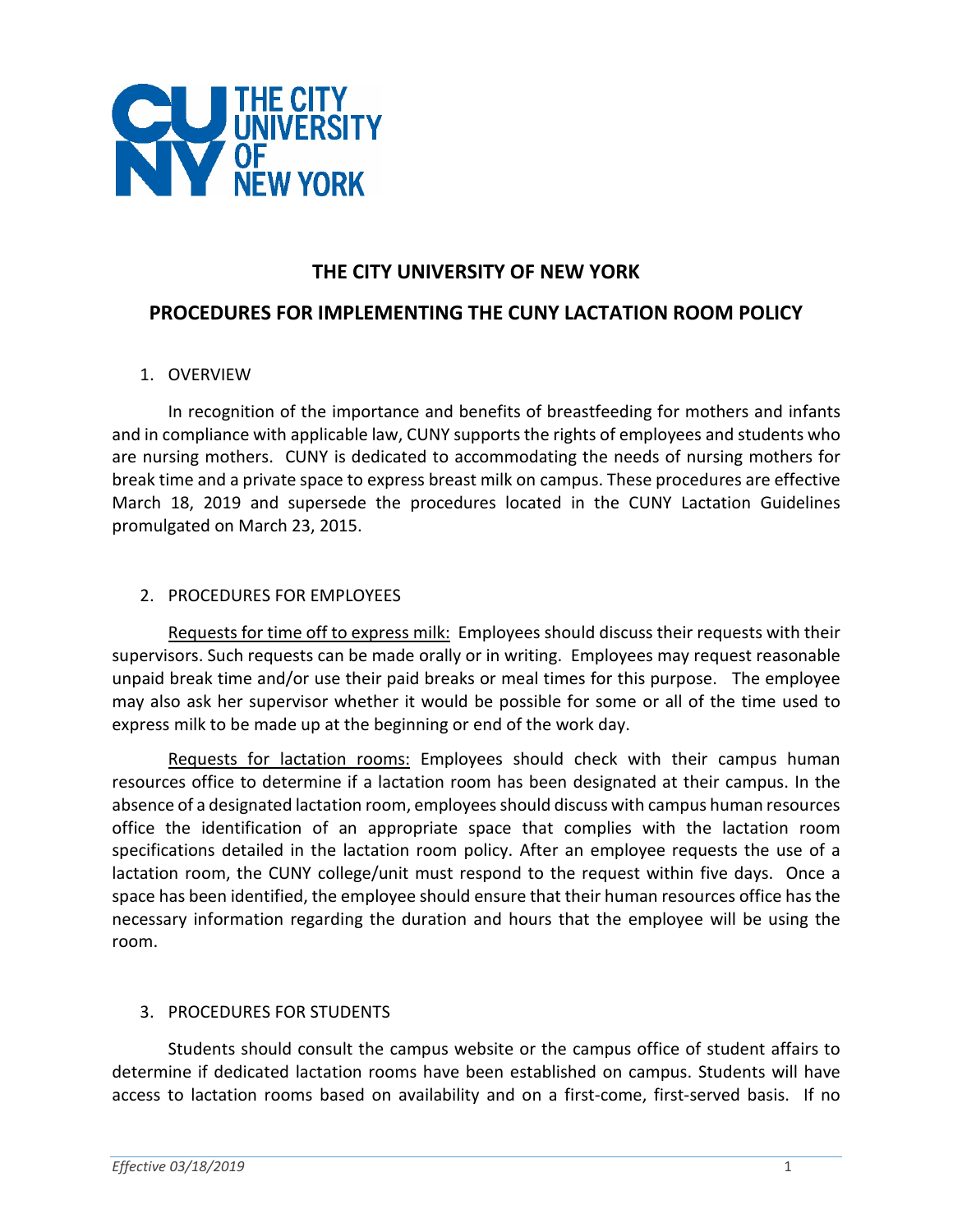# THE CITY UNIVERSITY OF NEW YORK

## PROCEDURES FOR IMPLEMENTING THE CUNY LACTATION ROOM POLICY

1. OVERVIEW

In recognition of the importance and benefits of breastfeeding for mothers and infants and in compliance with applicable law, CUNY supports the rights of employees and students who are nursing mothers. CUNY is dedicated to accommodating the needs of nursing mothers for break time and a private space to express breast milk on campus. These procedures are effective March 18, 2019 and supersede the procedures located in the CUNY Lactation Guidelines promulgated on March 23, 2015.

2. PROCEDURES FOR EMPLOYEES

Requests for time off to express milk: Employees should discuss their requests with their supervisors. Such requests can be made orally or in writing. Employees may request reasonable unpaid break time and/or use their paid breaks or meal times for this purpose. The employee may also ask her supervisor whether it would be possible for some or all of the time used to express milk to be made up at the beginning or end of the work day.

Requests for lactation rooms: Employees should check with their campus human resources office to determine if a lactation room has been designated at their campus. In the absence of a designated lactation room, employees should discuss with campus human resources office the identification of an appropriate space that complies with the lactation room specifications detailed in the lactation room policy. After an employee requests the use of a lactation room, the CUNY college/unit must respond to the request within five days. Once a space has been identified, the employee should ensure that their human resources office has the necessary information regarding the duration and hours that the employee will be using the room.

3. PROCEDURES FOR STUDENTS

Students should consult the campus website or the campus office of student affairs to determine if dedicated lactation rooms have been established on campus. Students will have access to lactation rooms based on availability and on a first-come, first-served basis. If no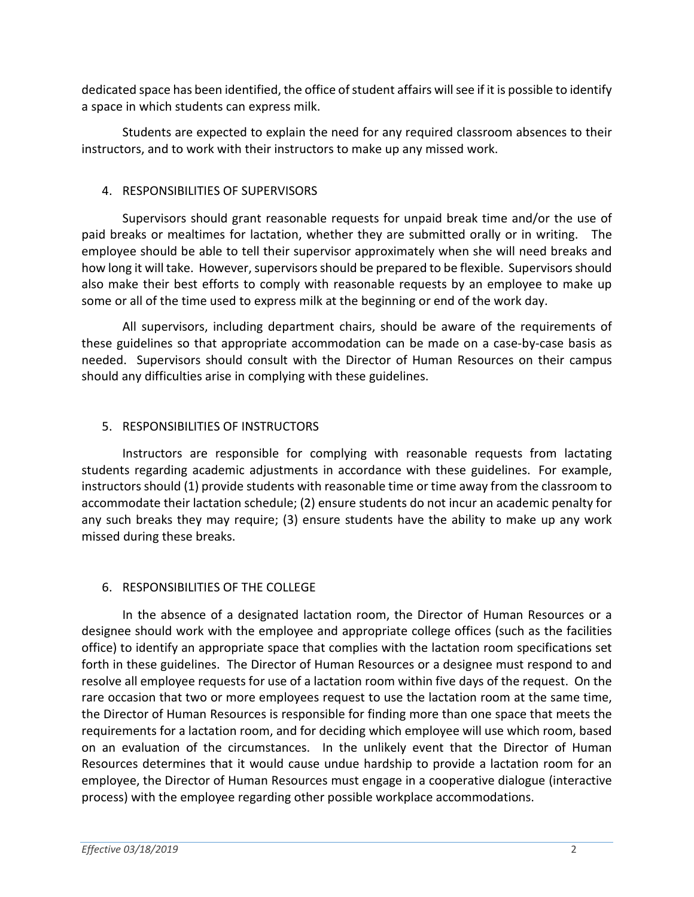dedicated space has been identified, the office of student affairs will see if it is possible to identify a space in which students can express milk.

Students are expected to explain the need for any required classroom absences to their instructors, and to work with their instructors to make up any missed work.

## 4. RESPONSIBILITIES OF SUPERVISORS

Supervisors should grant reasonable requests for unpaid break time and/or the use of paid breaks or mealtimes for lactation, whether they are submitted orally or in writing. The employee should be able to tell their supervisor approximately when she will need breaks and how long it will take. However, supervisors should be prepared to be flexible. Supervisors should also make their best efforts to comply with reasonable requests by an employee to make up some or all of the time used to express milk at the beginning or end of the work day.

All supervisors, including department chairs, should be aware of the requirements of these guidelines so that appropriate accommodation can be made on a case-by-case basis as needed. Supervisors should consult with the Director of Human Resources on their campus should any difficulties arise in complying with these guidelines.

## 5. RESPONSIBILITIES OF INSTRUCTORS

Instructors are responsible for complying with reasonable requests from lactating students regarding academic adjustments in accordance with these guidelines. For example, instructors should (1) provide students with reasonable time or time away from the classroom to accommodate their lactation schedule; (2) ensure students do not incur an academic penalty for any such breaks they may require; (3) ensure students have the ability to make up any work missed during these breaks.

## 6. RESPONSIBILITIES OF THE COLLEGE

In the absence of a designated lactation room, the Director of Human Resources or a designee should work with the employee and appropriate college offices (such as the facilities office) to identify an appropriate space that complies with the lactation room specifications set forth in these guidelines. The Director of Human Resources or a designee must respond to and resolve all employee requests for use of a lactation room within five days of the request. On the rare occasion that two or more employees request to use the lactation room at the same time, the Director of Human Resources is responsible for finding more than one space that meets the requirements for a lactation room, and for deciding which employee will use which room, based on an evaluation of the circumstances. In the unlikely event that the Director of Human Resources determines that it would cause undue hardship to provide a lactation room for an employee, the Director of Human Resources must engage in a cooperative dialogue (interactive process) with the employee regarding other possible workplace accommodations.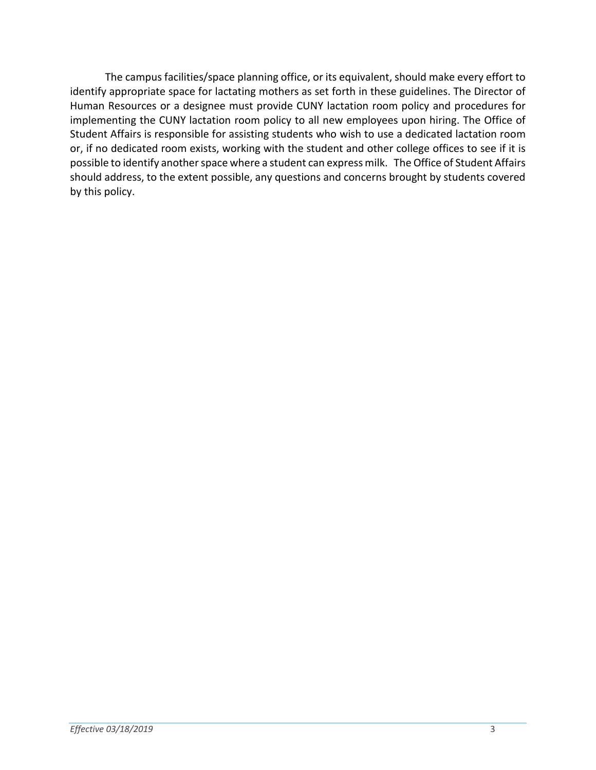The campus facilities/space planning office, or its equivalent, should make every effort to identify appropriate space for lactating mothers as set forth in these guidelines. The Director of Human Resources or a designee must provide CUNY lactation room policy and procedures for implementing the CUNY lactation room policy to all new employees upon hiring. The Office of Student Affairs is responsible for assisting students who wish to use a dedicated lactation room or, if no dedicated room exists, working with the student and other college offices to see if it is possible to identify another space where a student can express milk. The Office of Student Affairs should address, to the extent possible, any questions and concerns brought by students covered by this policy.